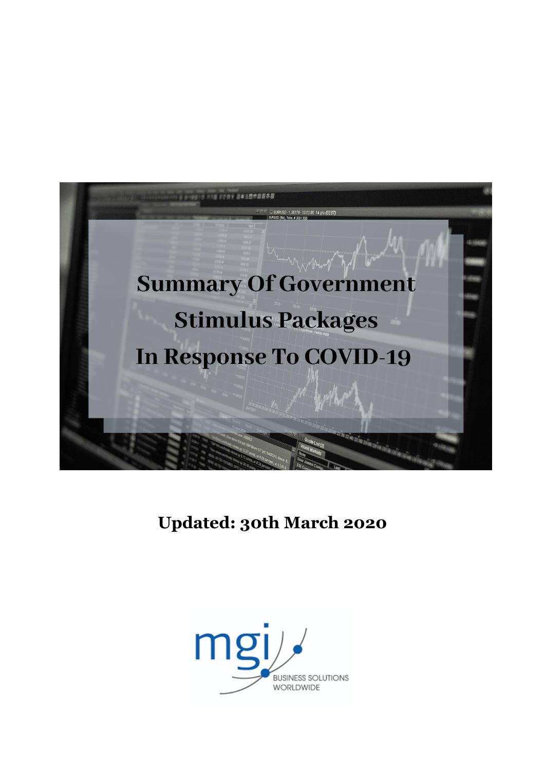# Summary Of Government Stimulus Packages In Response To COVID-19

**Updated: 30th March 2020**

mgi BUSINESS SOLUTIONS WORLDWIDE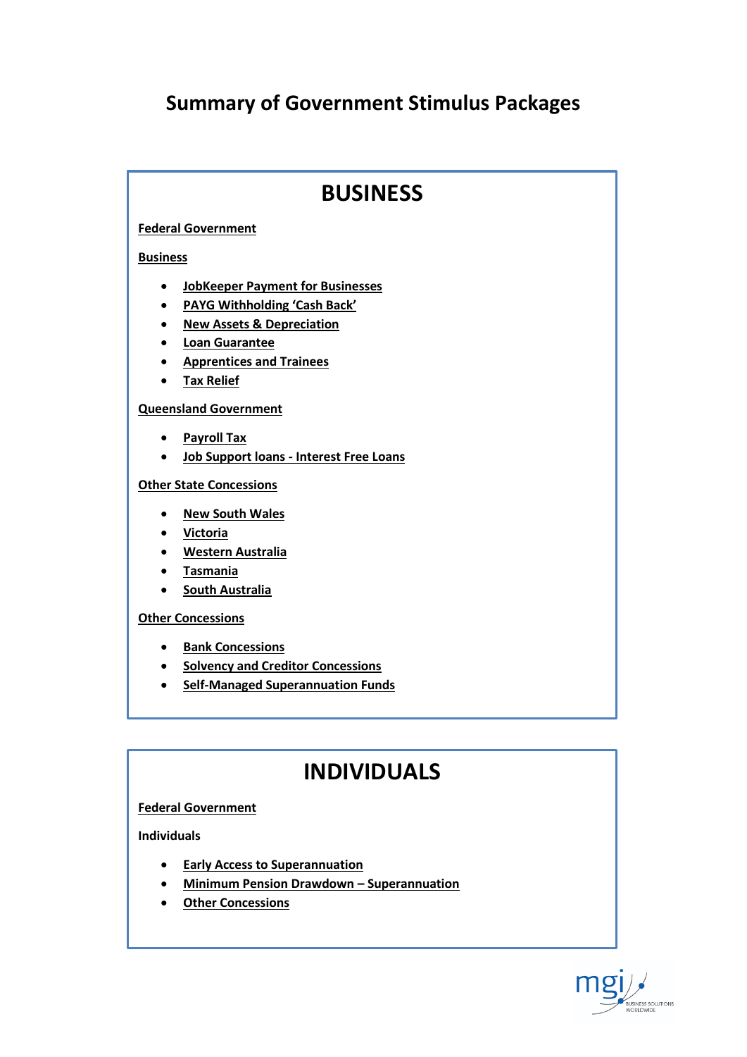# Summary of Government Stimulus Packages

## BUSINESS

**Federal Government**

**Business**

- JobKeeper Payment for Businesses
- PAYG Withholding 'Cash Back'
- New Assets & Depreciation
- Loan Guarantee
- Apprentices and Trainees
- Tax Relief

**Queensland Government**

- Payroll Tax
- Job Support loans - Interest Free Loans

**Other State Concessions**

- New South Wales
- Victoria
- Western Australia
- Tasmania
- South Australia

**Other Concessions**

- Bank Concessions
- Solvency and Creditor Concessions
- Self-Managed Superannuation Funds

## INDIVIDUALS

**Federal Government**

**Individuals**

- Early Access to Superannuation
- Minimum Pension Drawdown – Superannuation
- Other Concessions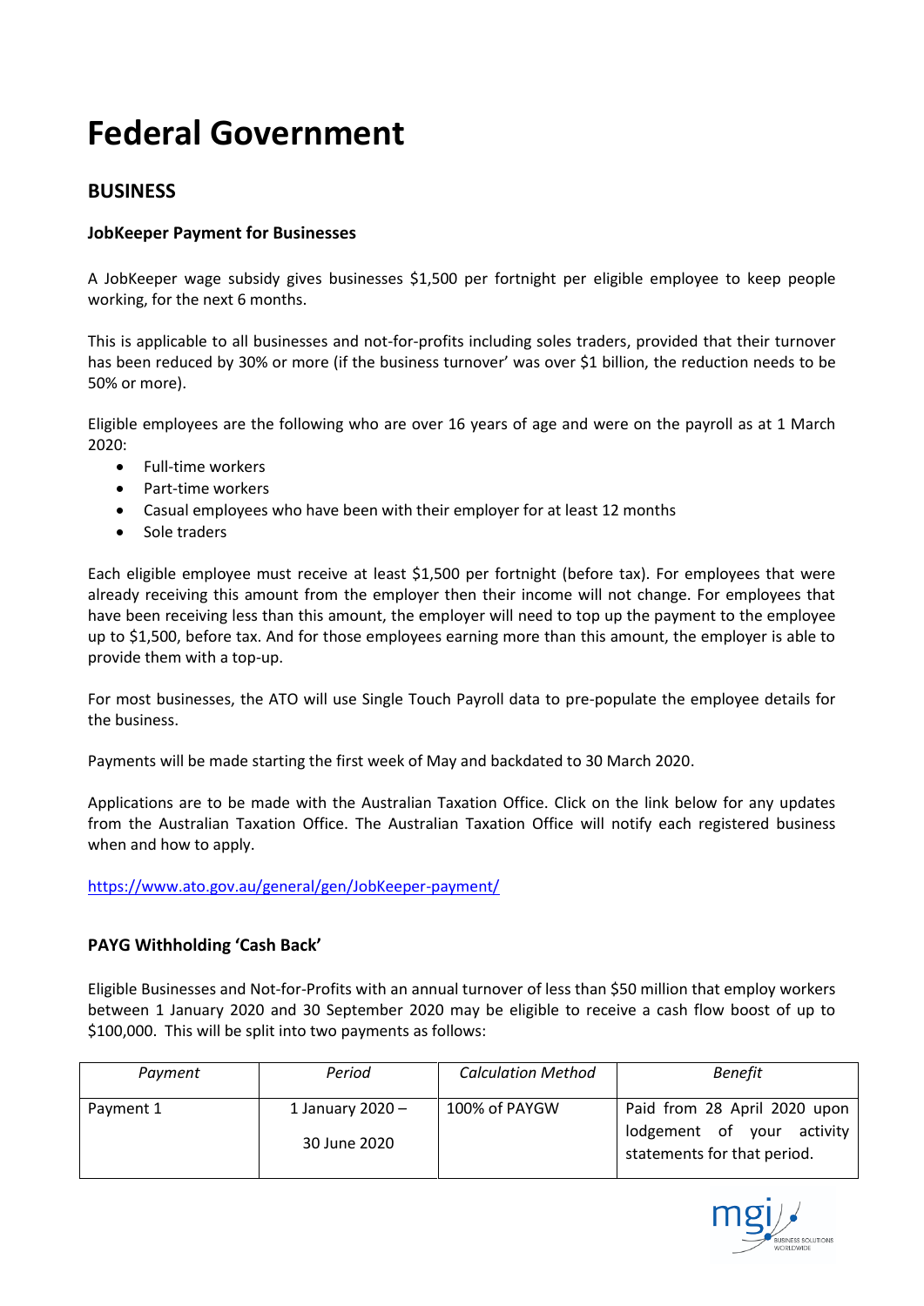# Federal Government

## BUSINESS

### JobKeeper Payment for Businesses

A JobKeeper wage subsidy gives businesses $1,500 per fortnight per eligible employee to keep people working, for the next 6 months.

This is applicable to all businesses and not-for-profits including soles traders, provided that their turnover has been reduced by 30% or more (if the business turnover' was over $1 billion, the reduction needs to be 50% or more).

Eligible employees are the following who are over 16 years of age and were on the payroll as at 1 March 2020:

- Full-time workers
- Part-time workers
- Casual employees who have been with their employer for at least 12 months
- Sole traders

Each eligible employee must receive at least $1,500 per fortnight (before tax). For employees that were already receiving this amount from the employer then their income will not change. For employees that have been receiving less than this amount, the employer will need to top up the payment to the employee up to $1,500, before tax. And for those employees earning more than this amount, the employer is able to provide them with a top-up.

For most businesses, the ATO will use Single Touch Payroll data to pre-populate the employee details for the business.

Payments will be made starting the first week of May and backdated to 30 March 2020.

Applications are to be made with the Australian Taxation Office. Click on the link below for any updates from the Australian Taxation Office. The Australian Taxation Office will notify each registered business when and how to apply.

https://www.ato.gov.au/general/gen/JobKeeper-payment/

### PAYG Withholding 'Cash Back'

Eligible Businesses and Not-for-Profits with an annual turnover of less than $50 million that employ workers between 1 January 2020 and 30 September 2020 may be eligible to receive a cash flow boost of up to $100,000. This will be split into two payments as follows:

| *Payment* | *Period* | *Calculation Method* | *Benefit* |
|---|---|---|---|
| Payment 1 | 1 January 2020 – 30 June 2020 | 100% of PAYGW | Paid from 28 April 2020 upon lodgement of your activity statements for that period. |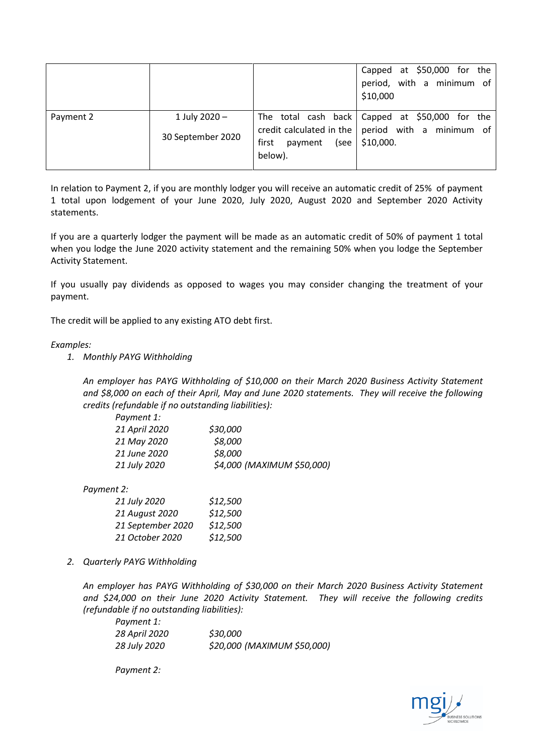| | | | |
|---|---|---|---|
| | | | Capped at $50,000 for the period, with a minimum of $10,000 |
| Payment 2 | 1 July 2020 – 30 September 2020 | The total cash back credit calculated in the first payment (see below). | Capped at $50,000 for the period with a minimum of $10,000. |

In relation to Payment 2, if you are monthly lodger you will receive an automatic credit of 25% of payment 1 total upon lodgement of your June 2020, July 2020, August 2020 and September 2020 Activity statements.

If you are a quarterly lodger the payment will be made as an automatic credit of 50% of payment 1 total when you lodge the June 2020 activity statement and the remaining 50% when you lodge the September Activity Statement.

If you usually pay dividends as opposed to wages you may consider changing the treatment of your payment.

The credit will be applied to any existing ATO debt first.

*Examples:*

1. *Monthly PAYG Withholding*

   *An employer has PAYG Withholding of $10,000 on their March 2020 Business Activity Statement and $8,000 on each of their April, May and June 2020 statements. They will receive the following credits (refundable if no outstanding liabilities):*

   *Payment 1:*

   | | |
   |---|---|
   | *21 April 2020* | *$30,000* |
   | *21 May 2020* | *$8,000* |
   | *21 June 2020* | *$8,000* |
   | *21 July 2020* | *$4,000 (MAXIMUM $50,000)* |

   *Payment 2:*

   | | |
   |---|---|
   | *21 July 2020* | *$12,500* |
   | *21 August 2020* | *$12,500* |
   | *21 September 2020* | *$12,500* |
   | *21 October 2020* | *$12,500* |

2. *Quarterly PAYG Withholding*

   *An employer has PAYG Withholding of $30,000 on their March 2020 Business Activity Statement and $24,000 on their June 2020 Activity Statement. They will receive the following credits (refundable if no outstanding liabilities):*

   *Payment 1:*

   | | |
   |---|---|
   | *28 April 2020* | *$30,000* |
   | *28 July 2020* | *$20,000 (MAXIMUM $50,000)* |

   *Payment 2:*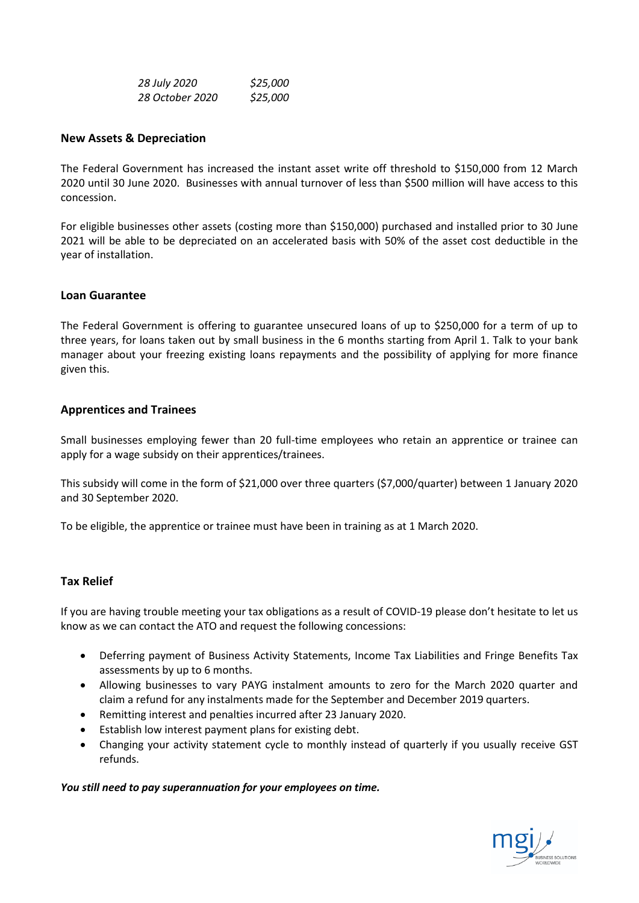| | |
|---|---|
| *28 July 2020* | *$25,000* |
| *28 October 2020* | *$25,000* |

**New Assets & Depreciation**

The Federal Government has increased the instant asset write off threshold to $150,000 from 12 March 2020 until 30 June 2020. Businesses with annual turnover of less than $500 million will have access to this concession.

For eligible businesses other assets (costing more than $150,000) purchased and installed prior to 30 June 2021 will be able to be depreciated on an accelerated basis with 50% of the asset cost deductible in the year of installation.

**Loan Guarantee**

The Federal Government is offering to guarantee unsecured loans of up to $250,000 for a term of up to three years, for loans taken out by small business in the 6 months starting from April 1. Talk to your bank manager about your freezing existing loans repayments and the possibility of applying for more finance given this.

**Apprentices and Trainees**

Small businesses employing fewer than 20 full-time employees who retain an apprentice or trainee can apply for a wage subsidy on their apprentices/trainees.

This subsidy will come in the form of $21,000 over three quarters ($7,000/quarter) between 1 January 2020 and 30 September 2020.

To be eligible, the apprentice or trainee must have been in training as at 1 March 2020.

**Tax Relief**

If you are having trouble meeting your tax obligations as a result of COVID-19 please don't hesitate to let us know as we can contact the ATO and request the following concessions:

- Deferring payment of Business Activity Statements, Income Tax Liabilities and Fringe Benefits Tax assessments by up to 6 months.
- Allowing businesses to vary PAYG instalment amounts to zero for the March 2020 quarter and claim a refund for any instalments made for the September and December 2019 quarters.
- Remitting interest and penalties incurred after 23 January 2020.
- Establish low interest payment plans for existing debt.
- Changing your activity statement cycle to monthly instead of quarterly if you usually receive GST refunds.

***You still need to pay superannuation for your employees on time.***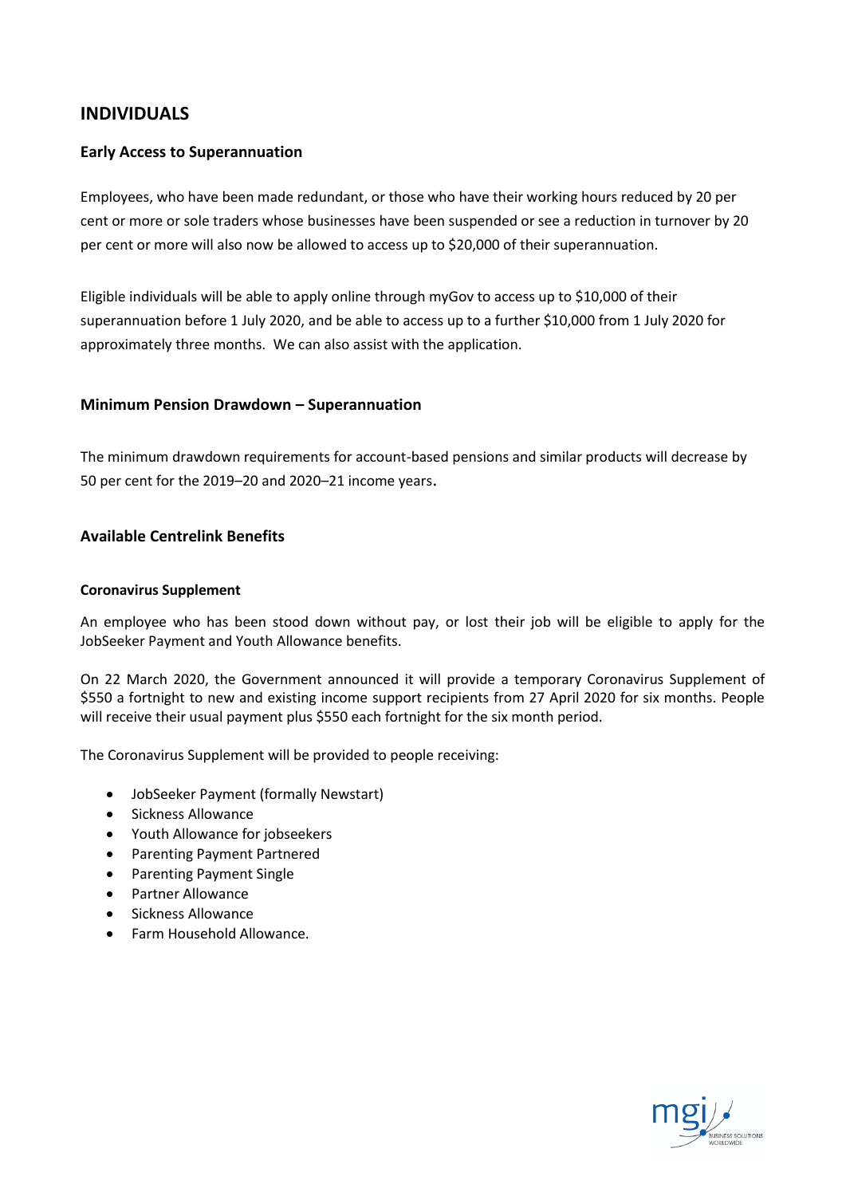## INDIVIDUALS

### Early Access to Superannuation

Employees, who have been made redundant, or those who have their working hours reduced by 20 per cent or more or sole traders whose businesses have been suspended or see a reduction in turnover by 20 per cent or more will also now be allowed to access up to $20,000 of their superannuation.

Eligible individuals will be able to apply online through myGov to access up to $10,000 of their superannuation before 1 July 2020, and be able to access up to a further $10,000 from 1 July 2020 for approximately three months. We can also assist with the application.

### Minimum Pension Drawdown – Superannuation

The minimum drawdown requirements for account-based pensions and similar products will decrease by 50 per cent for the 2019–20 and 2020–21 income years.

### Available Centrelink Benefits

#### Coronavirus Supplement

An employee who has been stood down without pay, or lost their job will be eligible to apply for the JobSeeker Payment and Youth Allowance benefits.

On 22 March 2020, the Government announced it will provide a temporary Coronavirus Supplement of $550 a fortnight to new and existing income support recipients from 27 April 2020 for six months. People will receive their usual payment plus $550 each fortnight for the six month period.

The Coronavirus Supplement will be provided to people receiving:

- JobSeeker Payment (formally Newstart)
- Sickness Allowance
- Youth Allowance for jobseekers
- Parenting Payment Partnered
- Parenting Payment Single
- Partner Allowance
- Sickness Allowance
- Farm Household Allowance.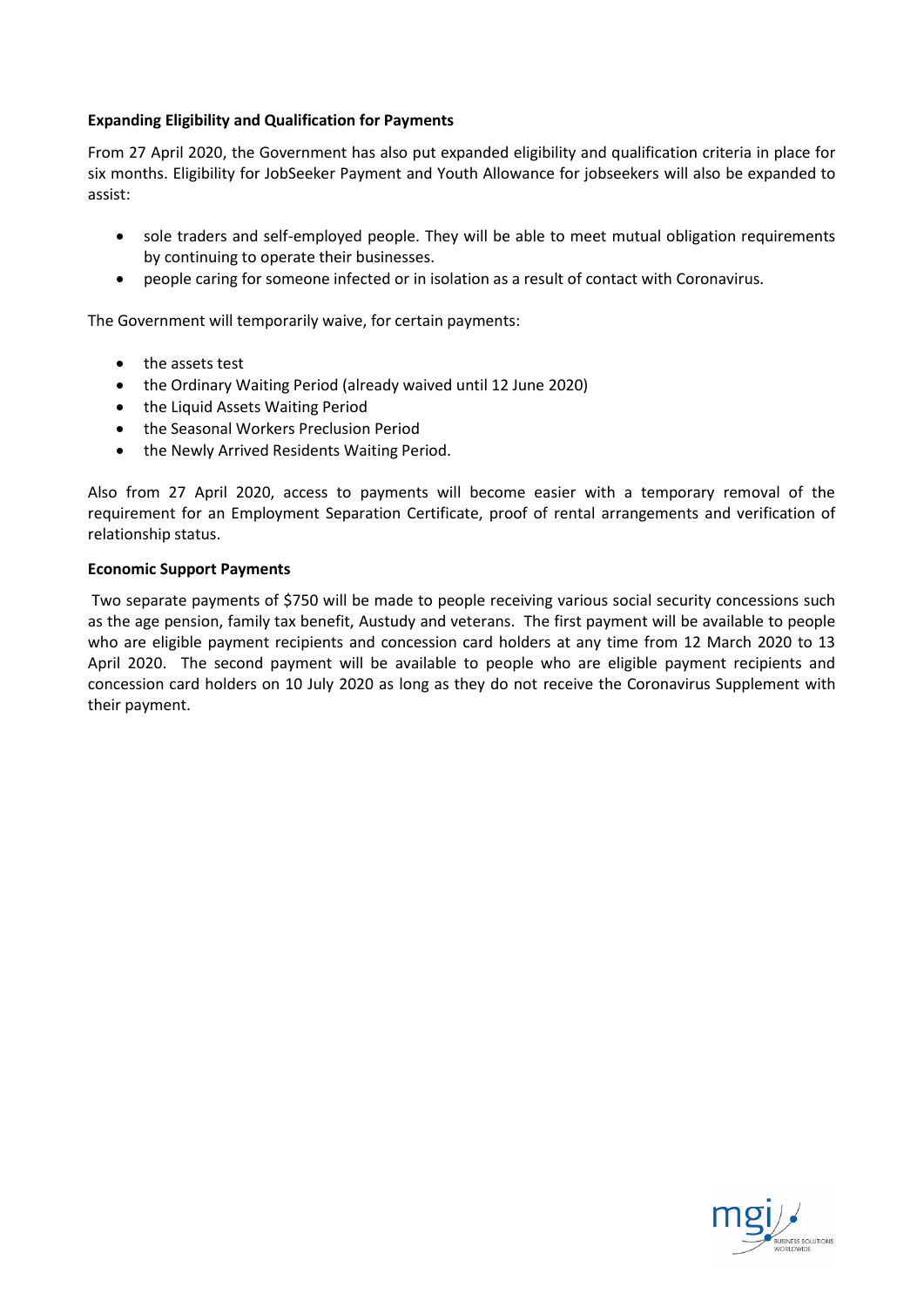**Expanding Eligibility and Qualification for Payments**

From 27 April 2020, the Government has also put expanded eligibility and qualification criteria in place for six months. Eligibility for JobSeeker Payment and Youth Allowance for jobseekers will also be expanded to assist:

- sole traders and self-employed people. They will be able to meet mutual obligation requirements by continuing to operate their businesses.
- people caring for someone infected or in isolation as a result of contact with Coronavirus.

The Government will temporarily waive, for certain payments:

- the assets test
- the Ordinary Waiting Period (already waived until 12 June 2020)
- the Liquid Assets Waiting Period
- the Seasonal Workers Preclusion Period
- the Newly Arrived Residents Waiting Period.

Also from 27 April 2020, access to payments will become easier with a temporary removal of the requirement for an Employment Separation Certificate, proof of rental arrangements and verification of relationship status.

**Economic Support Payments**

Two separate payments of $750 will be made to people receiving various social security concessions such as the age pension, family tax benefit, Austudy and veterans. The first payment will be available to people who are eligible payment recipients and concession card holders at any time from 12 March 2020 to 13 April 2020. The second payment will be available to people who are eligible payment recipients and concession card holders on 10 July 2020 as long as they do not receive the Coronavirus Supplement with their payment.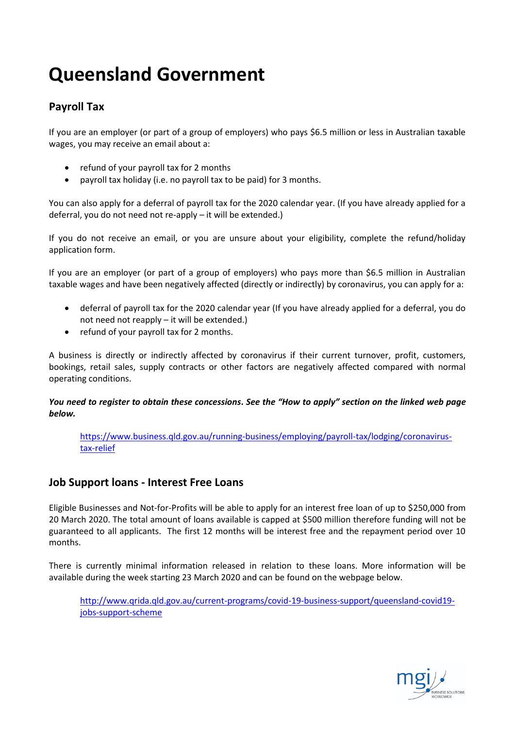# Queensland Government

## Payroll Tax

If you are an employer (or part of a group of employers) who pays $6.5 million or less in Australian taxable wages, you may receive an email about a:

- refund of your payroll tax for 2 months
- payroll tax holiday (i.e. no payroll tax to be paid) for 3 months.

You can also apply for a deferral of payroll tax for the 2020 calendar year. (If you have already applied for a deferral, you do not need not re-apply – it will be extended.)

If you do not receive an email, or you are unsure about your eligibility, complete the refund/holiday application form.

If you are an employer (or part of a group of employers) who pays more than $6.5 million in Australian taxable wages and have been negatively affected (directly or indirectly) by coronavirus, you can apply for a:

- deferral of payroll tax for the 2020 calendar year (If you have already applied for a deferral, you do not need not reapply – it will be extended.)
- refund of your payroll tax for 2 months.

A business is directly or indirectly affected by coronavirus if their current turnover, profit, customers, bookings, retail sales, supply contracts or other factors are negatively affected compared with normal operating conditions.

***You need to register to obtain these concessions. See the "How to apply" section on the linked web page below.***

[https://www.business.qld.gov.au/running-business/employing/payroll-tax/lodging/coronavirus-tax-relief](https://www.business.qld.gov.au/running-business/employing/payroll-tax/lodging/coronavirus-tax-relief)

## Job Support loans - Interest Free Loans

Eligible Businesses and Not-for-Profits will be able to apply for an interest free loan of up to $250,000 from 20 March 2020. The total amount of loans available is capped at $500 million therefore funding will not be guaranteed to all applicants. The first 12 months will be interest free and the repayment period over 10 months.

There is currently minimal information released in relation to these loans. More information will be available during the week starting 23 March 2020 and can be found on the webpage below.

[http://www.qrida.qld.gov.au/current-programs/covid-19-business-support/queensland-covid19-jobs-support-scheme](http://www.qrida.qld.gov.au/current-programs/covid-19-business-support/queensland-covid19-jobs-support-scheme)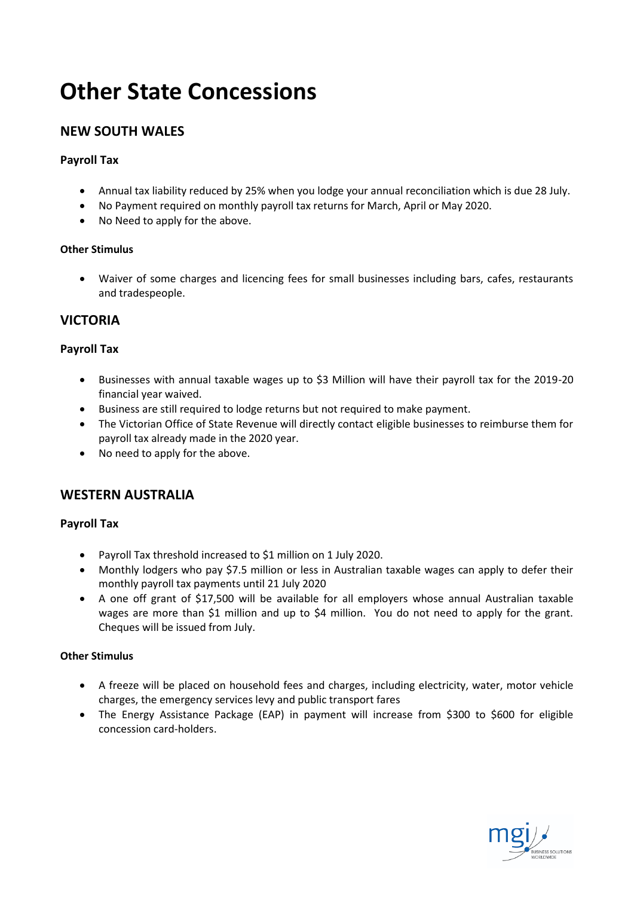# Other State Concessions

## NEW SOUTH WALES

### Payroll Tax

- Annual tax liability reduced by 25% when you lodge your annual reconciliation which is due 28 July.
- No Payment required on monthly payroll tax returns for March, April or May 2020.
- No Need to apply for the above.

### Other Stimulus

- Waiver of some charges and licencing fees for small businesses including bars, cafes, restaurants and tradespeople.

## VICTORIA

### Payroll Tax

- Businesses with annual taxable wages up to $3 Million will have their payroll tax for the 2019-20 financial year waived.
- Business are still required to lodge returns but not required to make payment.
- The Victorian Office of State Revenue will directly contact eligible businesses to reimburse them for payroll tax already made in the 2020 year.
- No need to apply for the above.

## WESTERN AUSTRALIA

### Payroll Tax

- Payroll Tax threshold increased to $1 million on 1 July 2020.
- Monthly lodgers who pay $7.5 million or less in Australian taxable wages can apply to defer their monthly payroll tax payments until 21 July 2020
- A one off grant of $17,500 will be available for all employers whose annual Australian taxable wages are more than $1 million and up to $4 million. You do not need to apply for the grant. Cheques will be issued from July.

### Other Stimulus

- A freeze will be placed on household fees and charges, including electricity, water, motor vehicle charges, the emergency services levy and public transport fares
- The Energy Assistance Package (EAP) in payment will increase from $300 to $600 for eligible concession card-holders.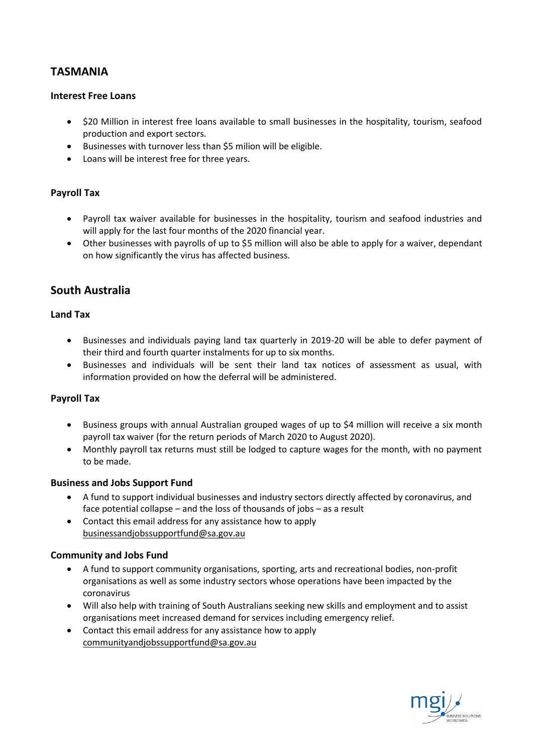## TASMANIA

### Interest Free Loans

- $20 Million in interest free loans available to small businesses in the hospitality, tourism, seafood production and export sectors.
- Businesses with turnover less than $5 milion will be eligible.
- Loans will be interest free for three years.

### Payroll Tax

- Payroll tax waiver available for businesses in the hospitality, tourism and seafood industries and will apply for the last four months of the 2020 financial year.
- Other businesses with payrolls of up to $5 million will also be able to apply for a waiver, dependant on how significantly the virus has affected business.

## South Australia

### Land Tax

- Businesses and individuals paying land tax quarterly in 2019-20 will be able to defer payment of their third and fourth quarter instalments for up to six months.
- Businesses and individuals will be sent their land tax notices of assessment as usual, with information provided on how the deferral will be administered.

### Payroll Tax

- Business groups with annual Australian grouped wages of up to $4 million will receive a six month payroll tax waiver (for the return periods of March 2020 to August 2020).
- Monthly payroll tax returns must still be lodged to capture wages for the month, with no payment to be made.

### Business and Jobs Support Fund

- A fund to support individual businesses and industry sectors directly affected by coronavirus, and face potential collapse – and the loss of thousands of jobs – as a result
- Contact this email address for any assistance how to apply businessandjobssupportfund@sa.gov.au

### Community and Jobs Fund

- A fund to support community organisations, sporting, arts and recreational bodies, non-profit organisations as well as some industry sectors whose operations have been impacted by the coronavirus
- Will also help with training of South Australians seeking new skills and employment and to assist organisations meet increased demand for services including emergency relief.
- Contact this email address for any assistance how to apply communityandjobssupportfund@sa.gov.au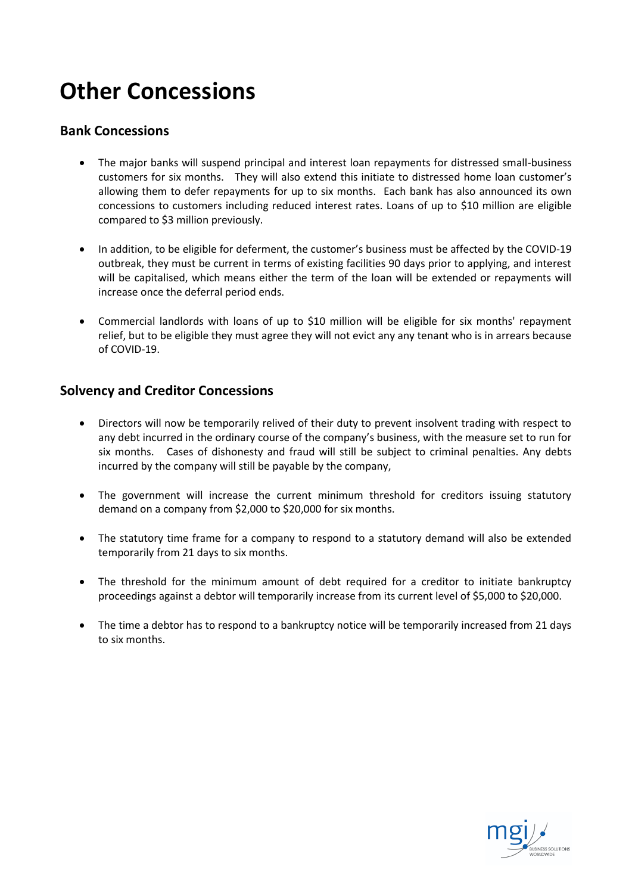# Other Concessions

## Bank Concessions

- The major banks will suspend principal and interest loan repayments for distressed small-business customers for six months. They will also extend this initiate to distressed home loan customer's allowing them to defer repayments for up to six months. Each bank has also announced its own concessions to customers including reduced interest rates. Loans of up to $10 million are eligible compared to $3 million previously.

- In addition, to be eligible for deferment, the customer's business must be affected by the COVID-19 outbreak, they must be current in terms of existing facilities 90 days prior to applying, and interest will be capitalised, which means either the term of the loan will be extended or repayments will increase once the deferral period ends.

- Commercial landlords with loans of up to $10 million will be eligible for six months' repayment relief, but to be eligible they must agree they will not evict any any tenant who is in arrears because of COVID-19.

## Solvency and Creditor Concessions

- Directors will now be temporarily relived of their duty to prevent insolvent trading with respect to any debt incurred in the ordinary course of the company's business, with the measure set to run for six months. Cases of dishonesty and fraud will still be subject to criminal penalties. Any debts incurred by the company will still be payable by the company,

- The government will increase the current minimum threshold for creditors issuing statutory demand on a company from $2,000 to $20,000 for six months.

- The statutory time frame for a company to respond to a statutory demand will also be extended temporarily from 21 days to six months.

- The threshold for the minimum amount of debt required for a creditor to initiate bankruptcy proceedings against a debtor will temporarily increase from its current level of $5,000 to $20,000.

- The time a debtor has to respond to a bankruptcy notice will be temporarily increased from 21 days to six months.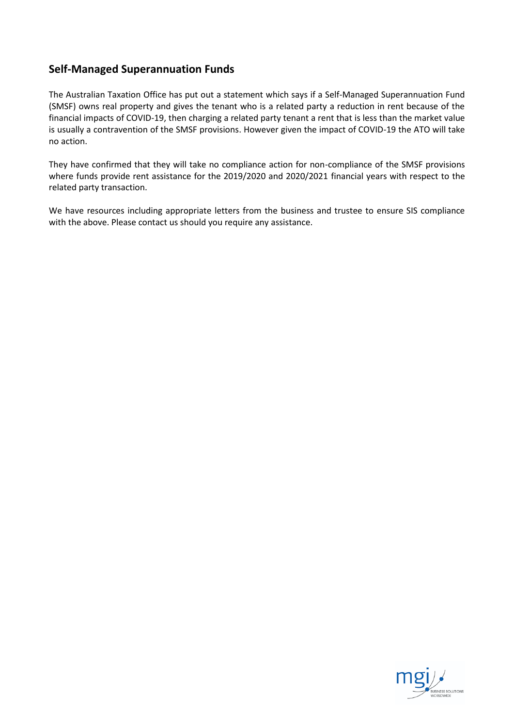## Self-Managed Superannuation Funds

The Australian Taxation Office has put out a statement which says if a Self-Managed Superannuation Fund (SMSF) owns real property and gives the tenant who is a related party a reduction in rent because of the financial impacts of COVID-19, then charging a related party tenant a rent that is less than the market value is usually a contravention of the SMSF provisions. However given the impact of COVID-19 the ATO will take no action.

They have confirmed that they will take no compliance action for non-compliance of the SMSF provisions where funds provide rent assistance for the 2019/2020 and 2020/2021 financial years with respect to the related party transaction.

We have resources including appropriate letters from the business and trustee to ensure SIS compliance with the above. Please contact us should you require any assistance.